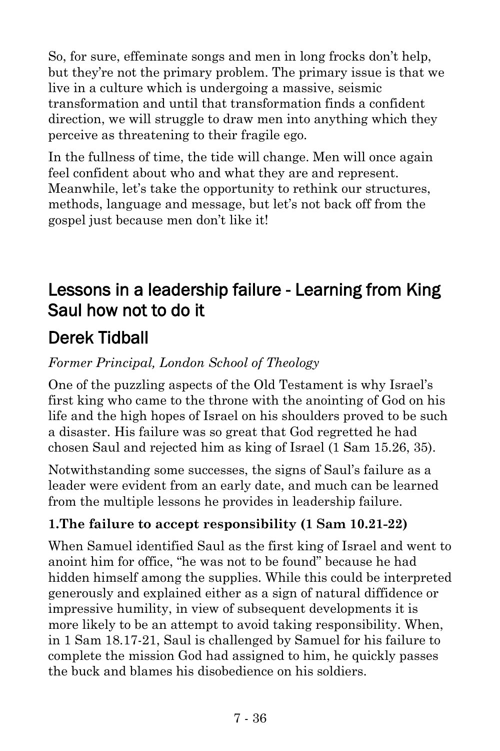So, for sure, effeminate songs and men in long frocks don't help, but they're not the primary problem. The primary issue is that we live in a culture which is undergoing a massive, seismic transformation and until that transformation finds a confident direction, we will struggle to draw men into anything which they perceive as threatening to their fragile ego.

In the fullness of time, the tide will change. Men will once again feel confident about who and what they are and represent. Meanwhile, let's take the opportunity to rethink our structures, methods, language and message, but let's not back off from the gospel just because men don't like it!

## Lessons in a leadership failure - Learning from King Saul how not to do it

## Derek Tidball

*Former Principal, London School of Theology*

One of the puzzling aspects of the Old Testament is why Israel's first king who came to the throne with the anointing of God on his life and the high hopes of Israel on his shoulders proved to be such a disaster. His failure was so great that God regretted he had chosen Saul and rejected him as king of Israel (1 Sam 15.26, 35).

Notwithstanding some successes, the signs of Saul's failure as a leader were evident from an early date, and much can be learned from the multiple lessons he provides in leadership failure.

**1.The failure to accept responsibility (1 Sam 10.21-22)**

When Samuel identified Saul as the first king of Israel and went to anoint him for office, "he was not to be found" because he had hidden himself among the supplies. While this could be interpreted generously and explained either as a sign of natural diffidence or impressive humility, in view of subsequent developments it is more likely to be an attempt to avoid taking responsibility. When, in 1 Sam 18.17-21, Saul is challenged by Samuel for his failure to complete the mission God had assigned to him, he quickly passes the buck and blames his disobedience on his soldiers.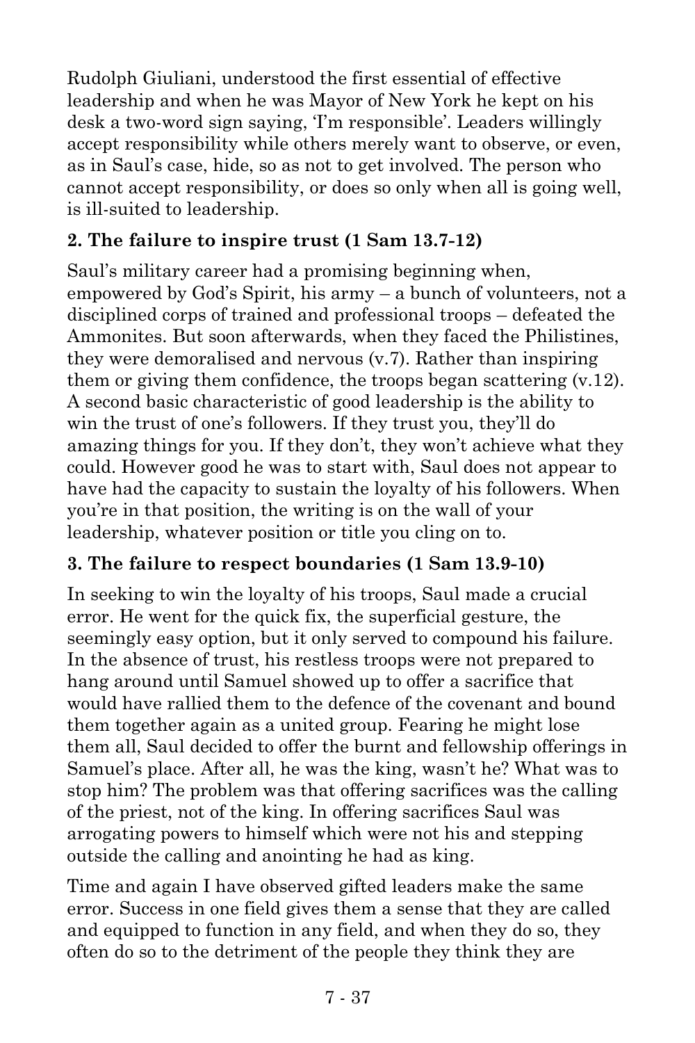Rudolph Giuliani, understood the first essential of effective leadership and when he was Mayor of New York he kept on his desk a two-word sign saying, 'I'm responsible'. Leaders willingly accept responsibility while others merely want to observe, or even, as in Saul's case, hide, so as not to get involved. The person who cannot accept responsibility, or does so only when all is going well, is ill-suited to leadership.

**2. The failure to inspire trust (1 Sam 13.7-12)**

Saul's military career had a promising beginning when, empowered by God's Spirit, his army – a bunch of volunteers, not a disciplined corps of trained and professional troops – defeated the Ammonites. But soon afterwards, when they faced the Philistines, they were demoralised and nervous (v.7). Rather than inspiring them or giving them confidence, the troops began scattering (v.12). A second basic characteristic of good leadership is the ability to win the trust of one's followers. If they trust you, they'll do amazing things for you. If they don't, they won't achieve what they could. However good he was to start with, Saul does not appear to have had the capacity to sustain the loyalty of his followers. When you're in that position, the writing is on the wall of your leadership, whatever position or title you cling on to.

**3. The failure to respect boundaries (1 Sam 13.9-10)**

In seeking to win the loyalty of his troops, Saul made a crucial error. He went for the quick fix, the superficial gesture, the seemingly easy option, but it only served to compound his failure. In the absence of trust, his restless troops were not prepared to hang around until Samuel showed up to offer a sacrifice that would have rallied them to the defence of the covenant and bound them together again as a united group. Fearing he might lose them all, Saul decided to offer the burnt and fellowship offerings in Samuel's place. After all, he was the king, wasn't he? What was to stop him? The problem was that offering sacrifices was the calling of the priest, not of the king. In offering sacrifices Saul was arrogating powers to himself which were not his and stepping outside the calling and anointing he had as king.

Time and again I have observed gifted leaders make the same error. Success in one field gives them a sense that they are called and equipped to function in any field, and when they do so, they often do so to the detriment of the people they think they are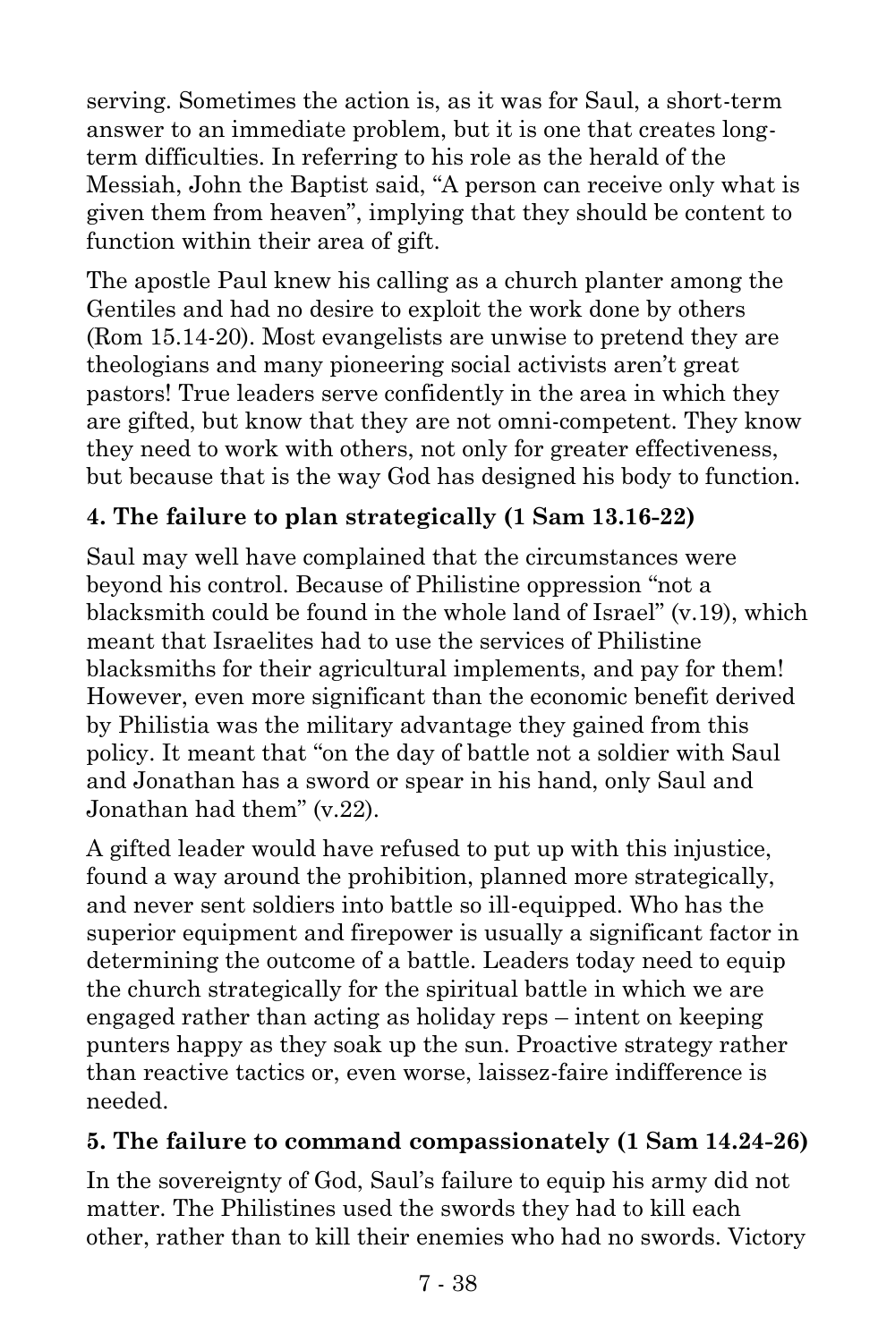serving. Sometimes the action is, as it was for Saul, a short-term answer to an immediate problem, but it is one that creates long-term difficulties. In referring to his role as the herald of the Messiah, John the Baptist said, "A person can receive only what is given them from heaven", implying that they should be content to function within their area of gift.

The apostle Paul knew his calling as a church planter among the Gentiles and had no desire to exploit the work done by others (Rom 15.14-20). Most evangelists are unwise to pretend they are theologians and many pioneering social activists aren't great pastors! True leaders serve confidently in the area in which they are gifted, but know that they are not omni-competent. They know they need to work with others, not only for greater effectiveness, but because that is the way God has designed his body to function.

### 4. The failure to plan strategically (1 Sam 13.16-22)

Saul may well have complained that the circumstances were beyond his control. Because of Philistine oppression "not a blacksmith could be found in the whole land of Israel" (v.19), which meant that Israelites had to use the services of Philistine blacksmiths for their agricultural implements, and pay for them! However, even more significant than the economic benefit derived by Philistia was the military advantage they gained from this policy. It meant that "on the day of battle not a soldier with Saul and Jonathan has a sword or spear in his hand, only Saul and Jonathan had them" (v.22).

A gifted leader would have refused to put up with this injustice, found a way around the prohibition, planned more strategically, and never sent soldiers into battle so ill-equipped. Who has the superior equipment and firepower is usually a significant factor in determining the outcome of a battle. Leaders today need to equip the church strategically for the spiritual battle in which we are engaged rather than acting as holiday reps – intent on keeping punters happy as they soak up the sun. Proactive strategy rather than reactive tactics or, even worse, laissez-faire indifference is needed.

### 5. The failure to command compassionately (1 Sam 14.24-26)

In the sovereignty of God, Saul's failure to equip his army did not matter. The Philistines used the swords they had to kill each other, rather than to kill their enemies who had no swords. Victory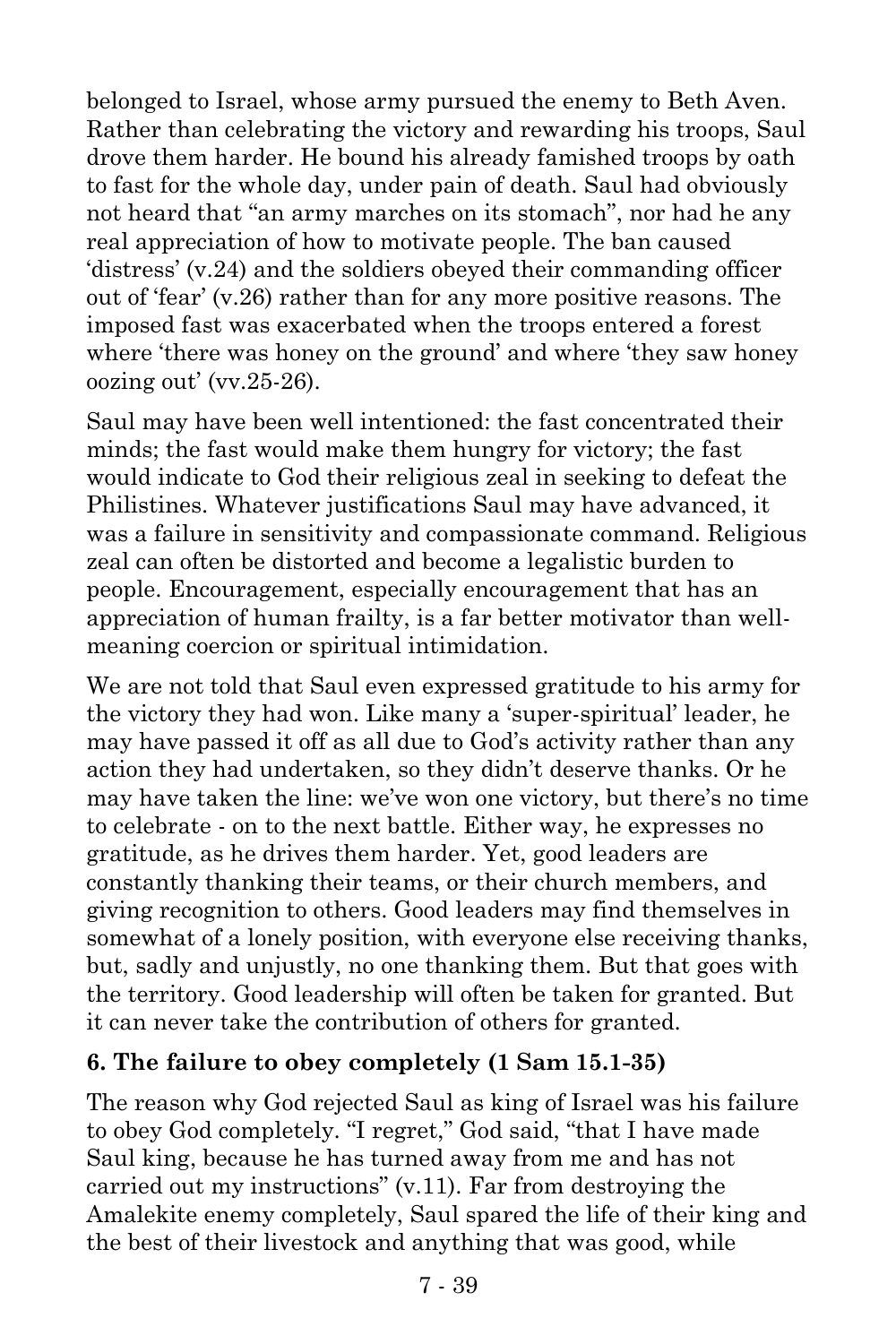belonged to Israel, whose army pursued the enemy to Beth Aven. Rather than celebrating the victory and rewarding his troops, Saul drove them harder. He bound his already famished troops by oath to fast for the whole day, under pain of death. Saul had obviously not heard that "an army marches on its stomach", nor had he any real appreciation of how to motivate people. The ban caused 'distress' (v.24) and the soldiers obeyed their commanding officer out of 'fear' (v.26) rather than for any more positive reasons. The imposed fast was exacerbated when the troops entered a forest where 'there was honey on the ground' and where 'they saw honey oozing out' (vv.25-26).

Saul may have been well intentioned: the fast concentrated their minds; the fast would make them hungry for victory; the fast would indicate to God their religious zeal in seeking to defeat the Philistines. Whatever justifications Saul may have advanced, it was a failure in sensitivity and compassionate command. Religious zeal can often be distorted and become a legalistic burden to people. Encouragement, especially encouragement that has an appreciation of human frailty, is a far better motivator than well-meaning coercion or spiritual intimidation.

We are not told that Saul even expressed gratitude to his army for the victory they had won. Like many a 'super-spiritual' leader, he may have passed it off as all due to God's activity rather than any action they had undertaken, so they didn't deserve thanks. Or he may have taken the line: we've won one victory, but there's no time to celebrate - on to the next battle. Either way, he expresses no gratitude, as he drives them harder. Yet, good leaders are constantly thanking their teams, or their church members, and giving recognition to others. Good leaders may find themselves in somewhat of a lonely position, with everyone else receiving thanks, but, sadly and unjustly, no one thanking them. But that goes with the territory. Good leadership will often be taken for granted. But it can never take the contribution of others for granted.

**6. The failure to obey completely (1 Sam 15.1-35)**

The reason why God rejected Saul as king of Israel was his failure to obey God completely. "I regret," God said, "that I have made Saul king, because he has turned away from me and has not carried out my instructions" (v.11). Far from destroying the Amalekite enemy completely, Saul spared the life of their king and the best of their livestock and anything that was good, while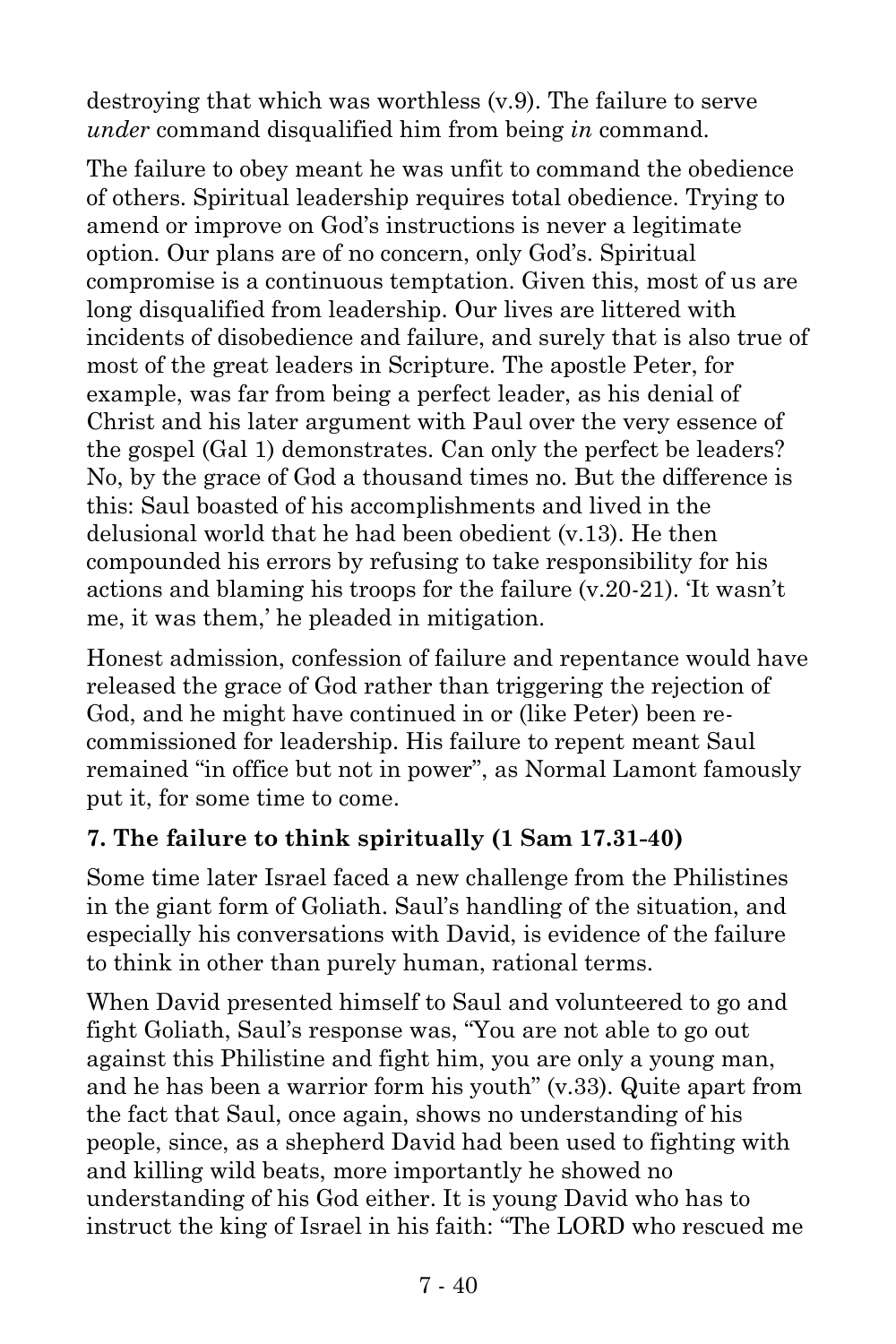destroying that which was worthless (v.9). The failure to serve *under* command disqualified him from being *in* command.

The failure to obey meant he was unfit to command the obedience of others. Spiritual leadership requires total obedience. Trying to amend or improve on God's instructions is never a legitimate option. Our plans are of no concern, only God's. Spiritual compromise is a continuous temptation. Given this, most of us are long disqualified from leadership. Our lives are littered with incidents of disobedience and failure, and surely that is also true of most of the great leaders in Scripture. The apostle Peter, for example, was far from being a perfect leader, as his denial of Christ and his later argument with Paul over the very essence of the gospel (Gal 1) demonstrates. Can only the perfect be leaders? No, by the grace of God a thousand times no. But the difference is this: Saul boasted of his accomplishments and lived in the delusional world that he had been obedient (v.13). He then compounded his errors by refusing to take responsibility for his actions and blaming his troops for the failure (v.20-21). 'It wasn't me, it was them,' he pleaded in mitigation.

Honest admission, confession of failure and repentance would have released the grace of God rather than triggering the rejection of God, and he might have continued in or (like Peter) been re-commissioned for leadership. His failure to repent meant Saul remained "in office but not in power", as Normal Lamont famously put it, for some time to come.

### 7. The failure to think spiritually (1 Sam 17.31-40)

Some time later Israel faced a new challenge from the Philistines in the giant form of Goliath. Saul's handling of the situation, and especially his conversations with David, is evidence of the failure to think in other than purely human, rational terms.

When David presented himself to Saul and volunteered to go and fight Goliath, Saul's response was, "You are not able to go out against this Philistine and fight him, you are only a young man, and he has been a warrior form his youth" (v.33). Quite apart from the fact that Saul, once again, shows no understanding of his people, since, as a shepherd David had been used to fighting with and killing wild beats, more importantly he showed no understanding of his God either. It is young David who has to instruct the king of Israel in his faith: "The LORD who rescued me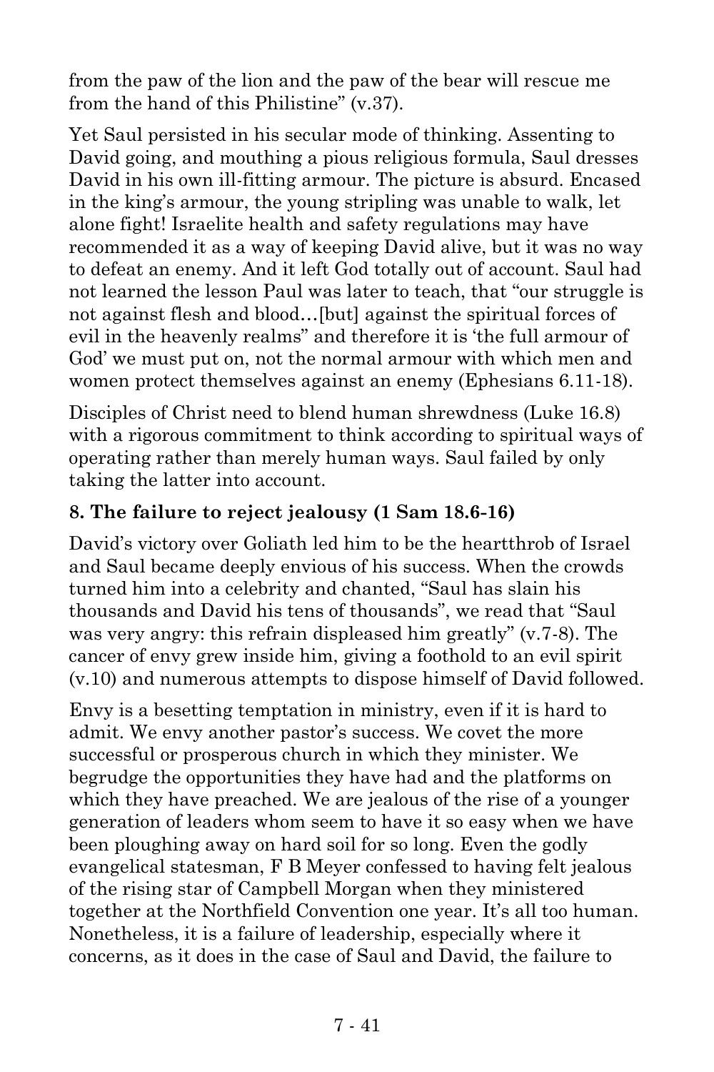from the paw of the lion and the paw of the bear will rescue me from the hand of this Philistine" (v.37).

Yet Saul persisted in his secular mode of thinking. Assenting to David going, and mouthing a pious religious formula, Saul dresses David in his own ill-fitting armour. The picture is absurd. Encased in the king's armour, the young stripling was unable to walk, let alone fight! Israelite health and safety regulations may have recommended it as a way of keeping David alive, but it was no way to defeat an enemy. And it left God totally out of account. Saul had not learned the lesson Paul was later to teach, that "our struggle is not against flesh and blood…[but] against the spiritual forces of evil in the heavenly realms" and therefore it is 'the full armour of God' we must put on, not the normal armour with which men and women protect themselves against an enemy (Ephesians 6.11-18).

Disciples of Christ need to blend human shrewdness (Luke 16.8) with a rigorous commitment to think according to spiritual ways of operating rather than merely human ways. Saul failed by only taking the latter into account.

**8. The failure to reject jealousy (1 Sam 18.6-16)**

David's victory over Goliath led him to be the heartthrob of Israel and Saul became deeply envious of his success. When the crowds turned him into a celebrity and chanted, "Saul has slain his thousands and David his tens of thousands", we read that "Saul was very angry: this refrain displeased him greatly" (v.7-8). The cancer of envy grew inside him, giving a foothold to an evil spirit (v.10) and numerous attempts to dispose himself of David followed.

Envy is a besetting temptation in ministry, even if it is hard to admit. We envy another pastor's success. We covet the more successful or prosperous church in which they minister. We begrudge the opportunities they have had and the platforms on which they have preached. We are jealous of the rise of a younger generation of leaders whom seem to have it so easy when we have been ploughing away on hard soil for so long. Even the godly evangelical statesman, F B Meyer confessed to having felt jealous of the rising star of Campbell Morgan when they ministered together at the Northfield Convention one year. It's all too human. Nonetheless, it is a failure of leadership, especially where it concerns, as it does in the case of Saul and David, the failure to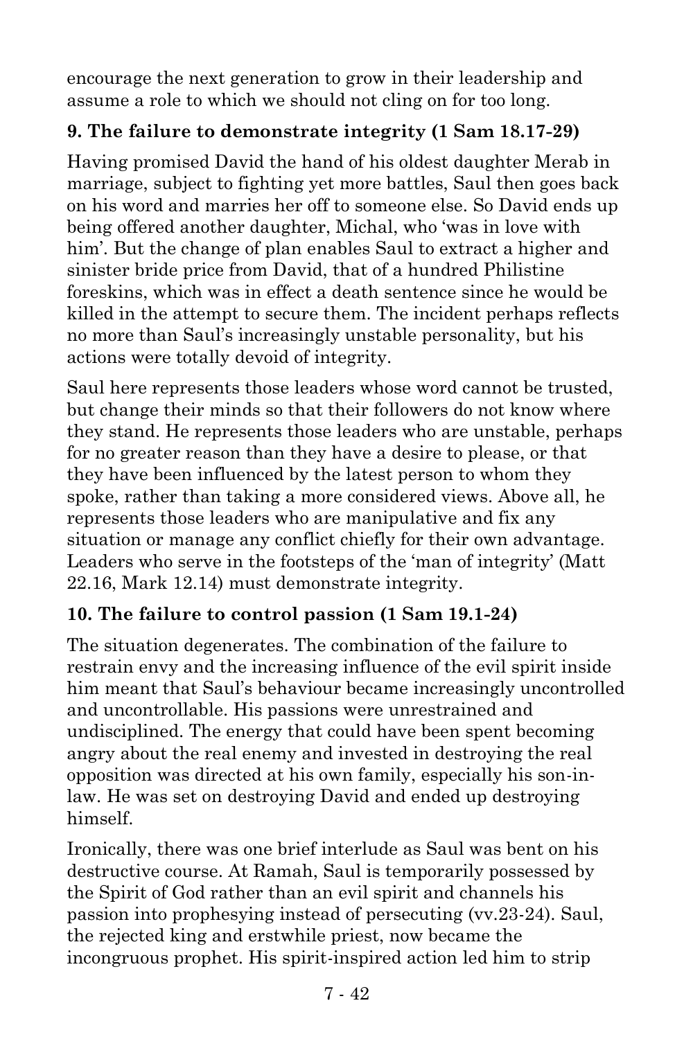encourage the next generation to grow in their leadership and assume a role to which we should not cling on for too long.

**9. The failure to demonstrate integrity (1 Sam 18.17-29)**

Having promised David the hand of his oldest daughter Merab in marriage, subject to fighting yet more battles, Saul then goes back on his word and marries her off to someone else. So David ends up being offered another daughter, Michal, who 'was in love with him'. But the change of plan enables Saul to extract a higher and sinister bride price from David, that of a hundred Philistine foreskins, which was in effect a death sentence since he would be killed in the attempt to secure them. The incident perhaps reflects no more than Saul's increasingly unstable personality, but his actions were totally devoid of integrity.

Saul here represents those leaders whose word cannot be trusted, but change their minds so that their followers do not know where they stand. He represents those leaders who are unstable, perhaps for no greater reason than they have a desire to please, or that they have been influenced by the latest person to whom they spoke, rather than taking a more considered views. Above all, he represents those leaders who are manipulative and fix any situation or manage any conflict chiefly for their own advantage. Leaders who serve in the footsteps of the 'man of integrity' (Matt 22.16, Mark 12.14) must demonstrate integrity.

**10. The failure to control passion (1 Sam 19.1-24)**

The situation degenerates. The combination of the failure to restrain envy and the increasing influence of the evil spirit inside him meant that Saul's behaviour became increasingly uncontrolled and uncontrollable. His passions were unrestrained and undisciplined. The energy that could have been spent becoming angry about the real enemy and invested in destroying the real opposition was directed at his own family, especially his son-in-law. He was set on destroying David and ended up destroying himself.

Ironically, there was one brief interlude as Saul was bent on his destructive course. At Ramah, Saul is temporarily possessed by the Spirit of God rather than an evil spirit and channels his passion into prophesying instead of persecuting (vv.23-24). Saul, the rejected king and erstwhile priest, now became the incongruous prophet. His spirit-inspired action led him to strip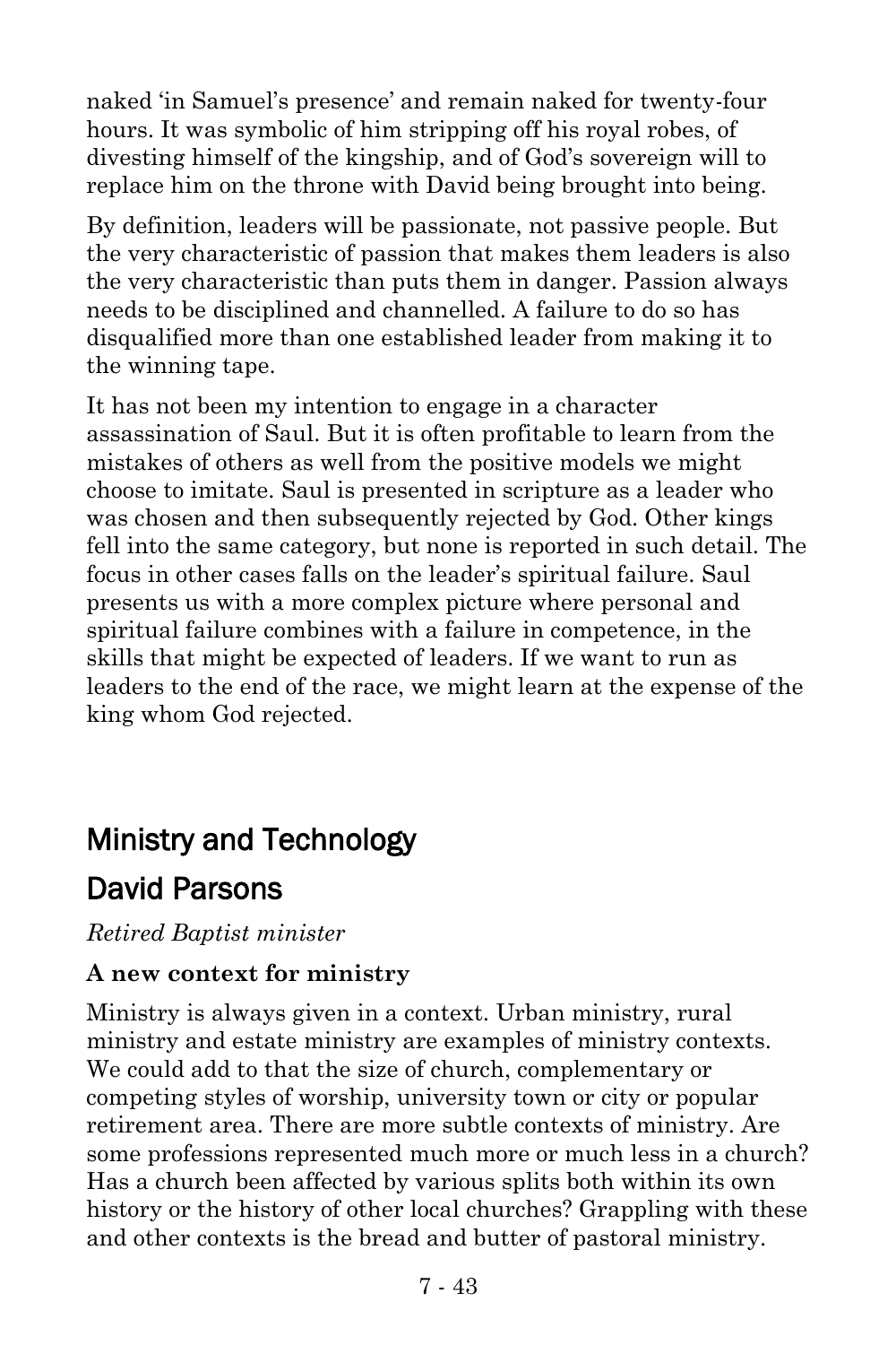naked 'in Samuel's presence' and remain naked for twenty-four hours. It was symbolic of him stripping off his royal robes, of divesting himself of the kingship, and of God's sovereign will to replace him on the throne with David being brought into being.

By definition, leaders will be passionate, not passive people. But the very characteristic of passion that makes them leaders is also the very characteristic than puts them in danger. Passion always needs to be disciplined and channelled. A failure to do so has disqualified more than one established leader from making it to the winning tape.

It has not been my intention to engage in a character assassination of Saul. But it is often profitable to learn from the mistakes of others as well from the positive models we might choose to imitate. Saul is presented in scripture as a leader who was chosen and then subsequently rejected by God. Other kings fell into the same category, but none is reported in such detail. The focus in other cases falls on the leader's spiritual failure. Saul presents us with a more complex picture where personal and spiritual failure combines with a failure in competence, in the skills that might be expected of leaders. If we want to run as leaders to the end of the race, we might learn at the expense of the king whom God rejected.

## Ministry and Technology

## David Parsons

*Retired Baptist minister*

**A new context for ministry**

Ministry is always given in a context. Urban ministry, rural ministry and estate ministry are examples of ministry contexts. We could add to that the size of church, complementary or competing styles of worship, university town or city or popular retirement area. There are more subtle contexts of ministry. Are some professions represented much more or much less in a church? Has a church been affected by various splits both within its own history or the history of other local churches? Grappling with these and other contexts is the bread and butter of pastoral ministry.